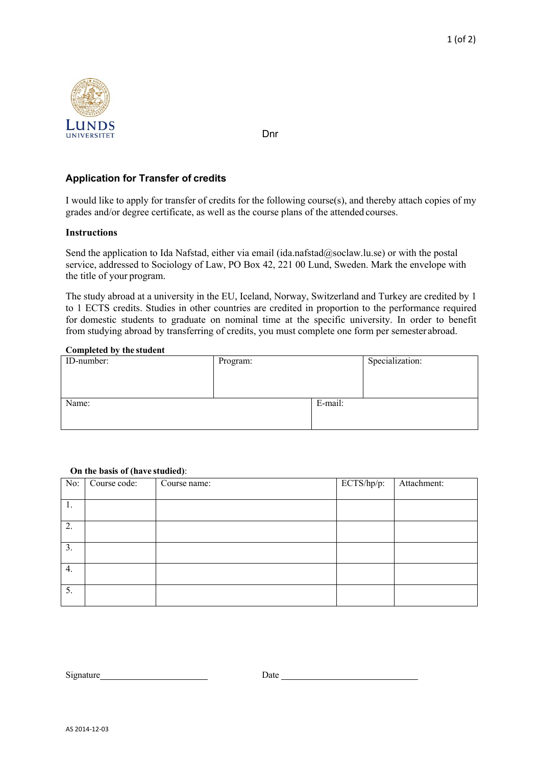LUNDS UNIVERSITET

Dnr

## Application for Transfer of credits

I would like to apply for transfer of credits for the following course(s), and thereby attach copies of my grades and/or degree certificate, as well as the course plans of the attended courses.

**Instructions**

Send the application to Ida Nafstad, either via email (ida.nafstad@soclaw.lu.se) or with the postal service, addressed to Sociology of Law, PO Box 42, 221 00 Lund, Sweden. Mark the envelope with the title of your program.

The study abroad at a university in the EU, Iceland, Norway, Switzerland and Turkey are credited by 1 to 1 ECTS credits. Studies in other countries are credited in proportion to the performance required for domestic students to graduate on nominal time at the specific university. In order to benefit from studying abroad by transferring of credits, you must complete one form per semester abroad.

**Completed by the student**

| ID-number: | Program: | Specialization: |
|---|---|---|
| Name: | E-mail: | |

**On the basis of (have studied)**:

| No: | Course code: | Course name: | ECTS/hp/p: | Attachment: |
|---|---|---|---|---|
| 1. | | | | |
| 2. | | | | |
| 3. | | | | |
| 4. | | | | |
| 5. | | | | |

Signature________________________ Date ______________________________

AS 2014-12-03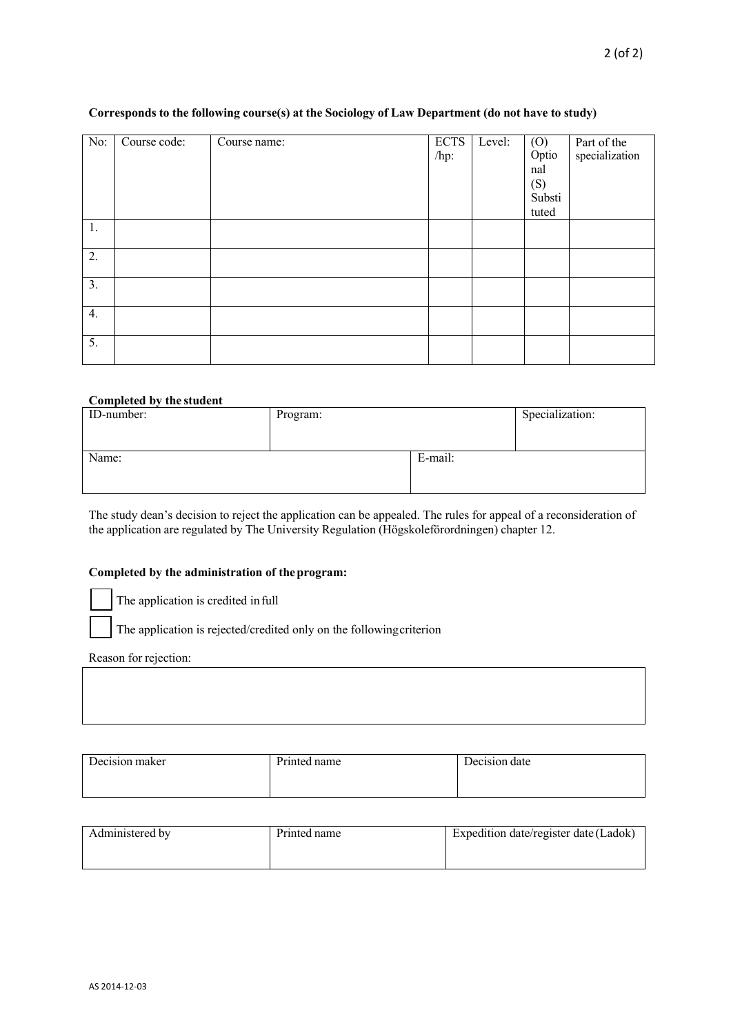**Corresponds to the following course(s) at the Sociology of Law Department (do not have to study)**

| No: | Course code: | Course name: | ECTS /hp: | Level: | (O) Optional (S) Substituted | Part of the specialization |
|---|---|---|---|---|---|---|
| 1. | | | | | | |
| 2. | | | | | | |
| 3. | | | | | | |
| 4. | | | | | | |
| 5. | | | | | | |

**Completed by the student**

| ID-number: | Program: | Specialization: |
|---|---|---|
| Name: | E-mail: | |

The study dean's decision to reject the application can be appealed. The rules for appeal of a reconsideration of the application are regulated by The University Regulation (Högskoleförordningen) chapter 12.

**Completed by the administration of the program:**

☐ The application is credited in full

☐ The application is rejected/credited only on the following criterion

Reason for rejection:

| |
|---|
| |

| Decision maker | Printed name | Decision date |
|---|---|---|
| | | |

| Administered by | Printed name | Expedition date/register date (Ladok) |
|---|---|---|
| | | |

AS 2014-12-03